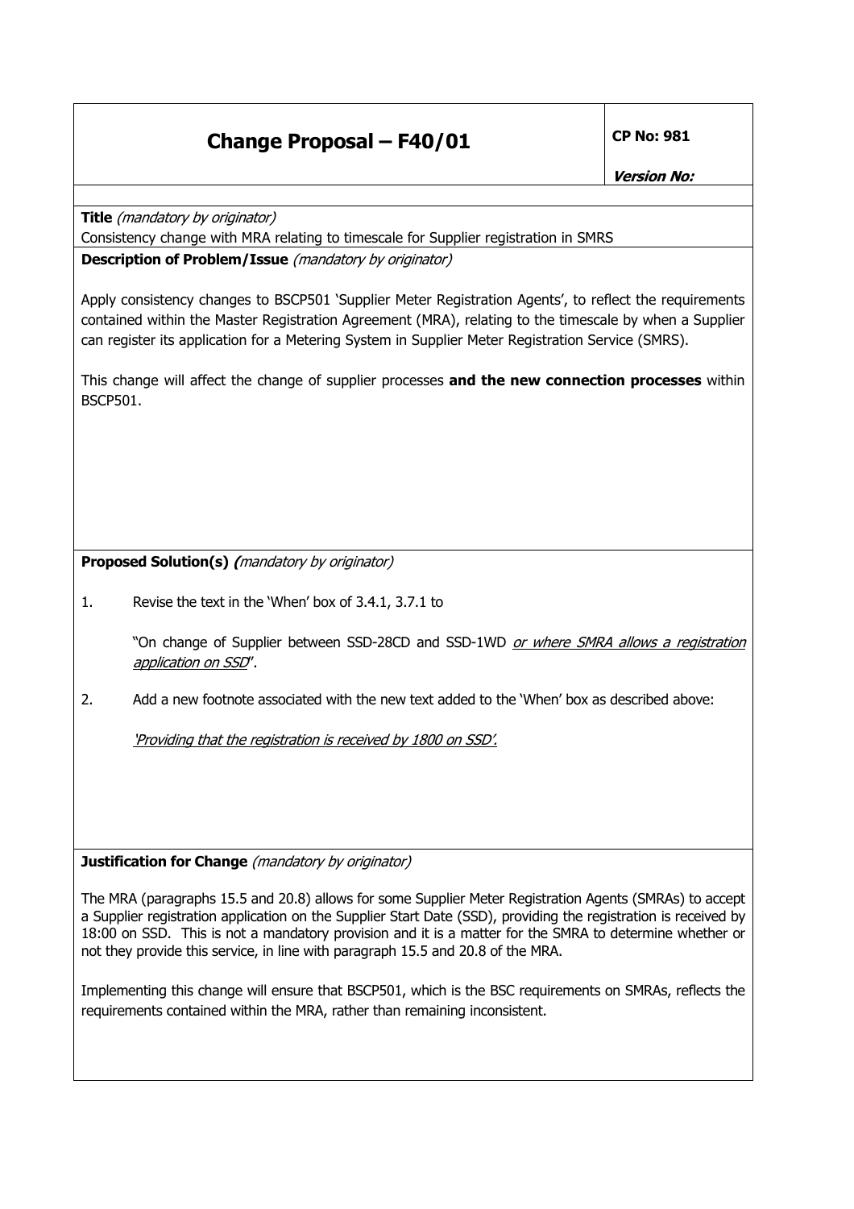# Change Proposal – F40/01

**CP No: 981**

***Version No:***

**Title** *(mandatory by originator)*

Consistency change with MRA relating to timescale for Supplier registration in SMRS

**Description of Problem/Issue** *(mandatory by originator)*

Apply consistency changes to BSCP501 'Supplier Meter Registration Agents', to reflect the requirements contained within the Master Registration Agreement (MRA), relating to the timescale by when a Supplier can register its application for a Metering System in Supplier Meter Registration Service (SMRS).

This change will affect the change of supplier processes **and the new connection processes** within BSCP501.

**Proposed Solution(s)** ***(****mandatory by originator)*

1. Revise the text in the 'When' box of 3.4.1, 3.7.1 to

   "On change of Supplier between SSD-28CD and SSD-1WD <u>*or where SMRA allows a registration application on SSD*</u>".

2. Add a new footnote associated with the new text added to the 'When' box as described above:

   <u>*'Providing that the registration is received by 1800 on SSD'.*</u>

**Justification for Change** *(mandatory by originator)*

The MRA (paragraphs 15.5 and 20.8) allows for some Supplier Meter Registration Agents (SMRAs) to accept a Supplier registration application on the Supplier Start Date (SSD), providing the registration is received by 18:00 on SSD. This is not a mandatory provision and it is a matter for the SMRA to determine whether or not they provide this service, in line with paragraph 15.5 and 20.8 of the MRA.

Implementing this change will ensure that BSCP501, which is the BSC requirements on SMRAs, reflects the requirements contained within the MRA, rather than remaining inconsistent.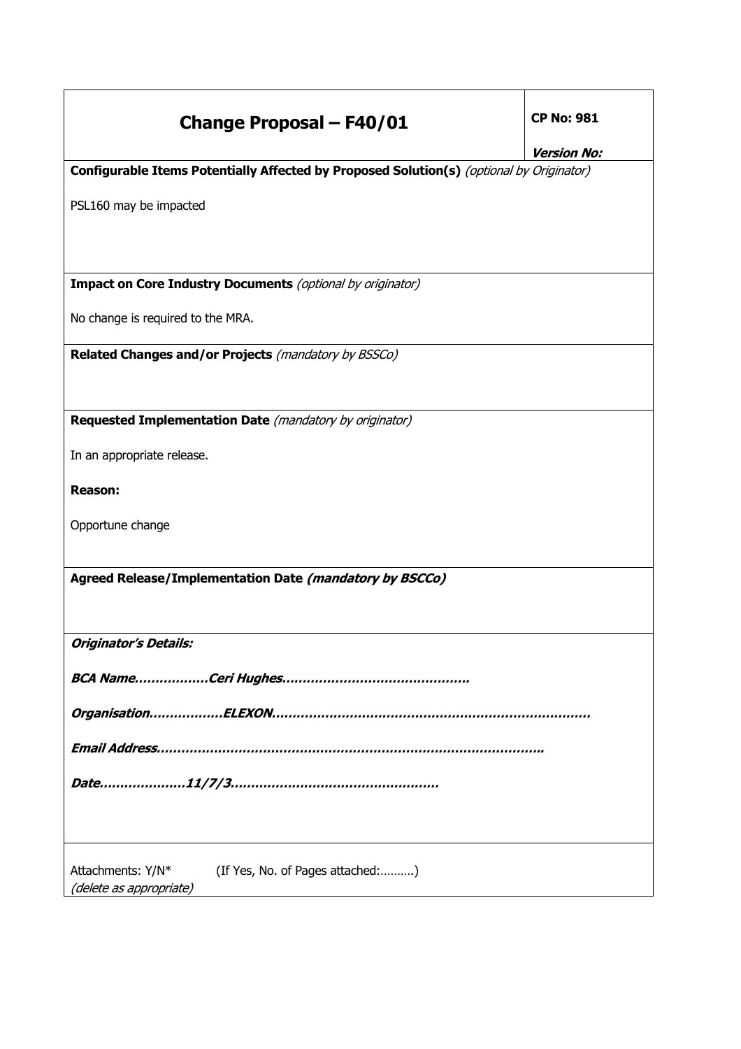# Change Proposal – F40/01

**CP No: 981**

***Version No:***

**Configurable Items Potentially Affected by Proposed Solution(s)** *(optional by Originator)*

PSL160 may be impacted

**Impact on Core Industry Documents** *(optional by originator)*

No change is required to the MRA.

**Related Changes and/or Projects** *(mandatory by BSSCo)*

**Requested Implementation Date** *(mandatory by originator)*

In an appropriate release.

**Reason:**

Opportune change

**Agreed Release/Implementation Date *(mandatory by BSCCo)***

***Originator's Details:***

***BCA Name……………..Ceri Hughes………………………………………***

***Organisation……………..ELEXON……………………………………………………………………***

***Email Address……………………………………………………………………………………..***

***Date………………..11/7/3…………………………………………***

Attachments: Y/N* (If Yes, No. of Pages attached:……….)
*(delete as appropriate)*